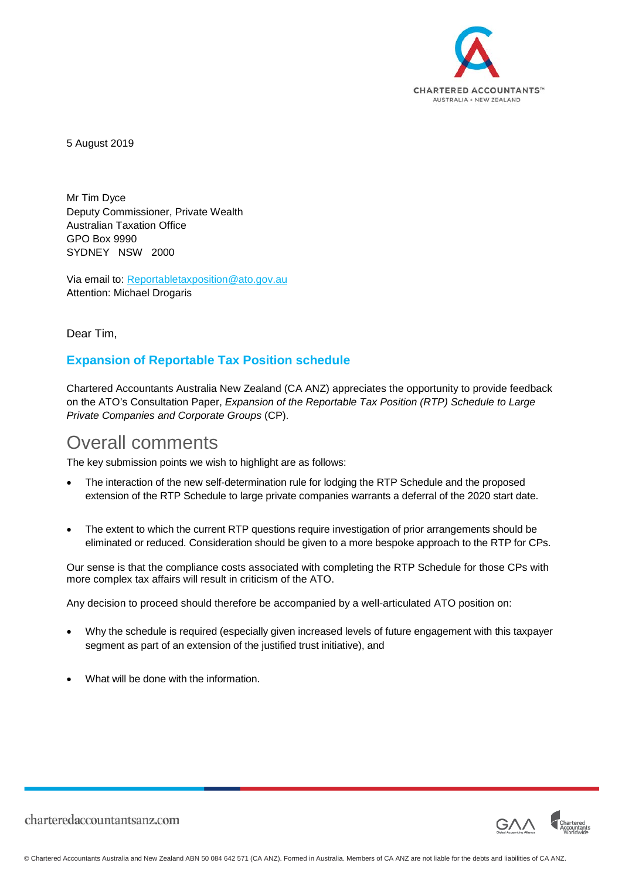5 August 2019

Mr Tim Dyce
Deputy Commissioner, Private Wealth
Australian Taxation Office
GPO Box 9990
SYDNEY NSW 2000

Via email to: Reportabletaxposition@ato.gov.au
Attention: Michael Drogaris

Dear Tim,

## Expansion of Reportable Tax Position schedule

Chartered Accountants Australia New Zealand (CA ANZ) appreciates the opportunity to provide feedback on the ATO's Consultation Paper, *Expansion of the Reportable Tax Position (RTP) Schedule to Large Private Companies and Corporate Groups* (CP).

# Overall comments

The key submission points we wish to highlight are as follows:

- The interaction of the new self-determination rule for lodging the RTP Schedule and the proposed extension of the RTP Schedule to large private companies warrants a deferral of the 2020 start date.
- The extent to which the current RTP questions require investigation of prior arrangements should be eliminated or reduced. Consideration should be given to a more bespoke approach to the RTP for CPs.

Our sense is that the compliance costs associated with completing the RTP Schedule for those CPs with more complex tax affairs will result in criticism of the ATO.

Any decision to proceed should therefore be accompanied by a well-articulated ATO position on:

- Why the schedule is required (especially given increased levels of future engagement with this taxpayer segment as part of an extension of the justified trust initiative), and
- What will be done with the information.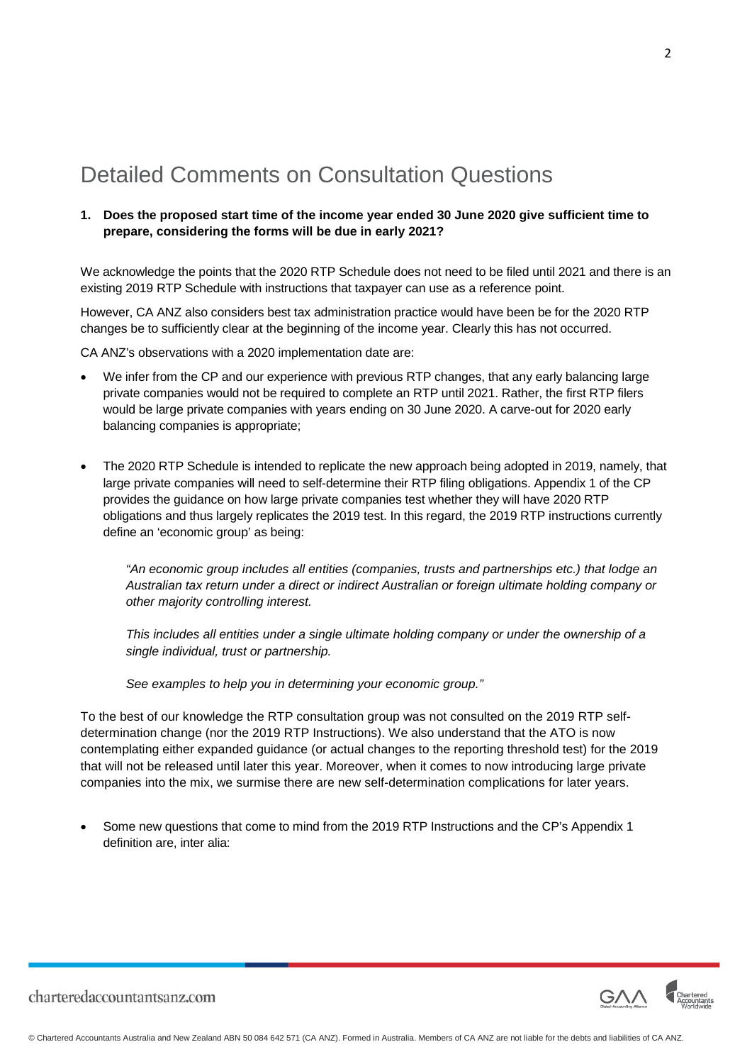# Detailed Comments on Consultation Questions

**1. Does the proposed start time of the income year ended 30 June 2020 give sufficient time to prepare, considering the forms will be due in early 2021?**

We acknowledge the points that the 2020 RTP Schedule does not need to be filed until 2021 and there is an existing 2019 RTP Schedule with instructions that taxpayer can use as a reference point.

However, CA ANZ also considers best tax administration practice would have been be for the 2020 RTP changes be to sufficiently clear at the beginning of the income year. Clearly this has not occurred.

CA ANZ's observations with a 2020 implementation date are:

- We infer from the CP and our experience with previous RTP changes, that any early balancing large private companies would not be required to complete an RTP until 2021. Rather, the first RTP filers would be large private companies with years ending on 30 June 2020. A carve-out for 2020 early balancing companies is appropriate;

- The 2020 RTP Schedule is intended to replicate the new approach being adopted in 2019, namely, that large private companies will need to self-determine their RTP filing obligations. Appendix 1 of the CP provides the guidance on how large private companies test whether they will have 2020 RTP obligations and thus largely replicates the 2019 test. In this regard, the 2019 RTP instructions currently define an 'economic group' as being:

  *"An economic group includes all entities (companies, trusts and partnerships etc.) that lodge an Australian tax return under a direct or indirect Australian or foreign ultimate holding company or other majority controlling interest.*

  *This includes all entities under a single ultimate holding company or under the ownership of a single individual, trust or partnership.*

  *See examples to help you in determining your economic group."*

To the best of our knowledge the RTP consultation group was not consulted on the 2019 RTP self-determination change (nor the 2019 RTP Instructions). We also understand that the ATO is now contemplating either expanded guidance (or actual changes to the reporting threshold test) for the 2019 that will not be released until later this year. Moreover, when it comes to now introducing large private companies into the mix, we surmise there are new self-determination complications for later years.

- Some new questions that come to mind from the 2019 RTP Instructions and the CP's Appendix 1 definition are, inter alia: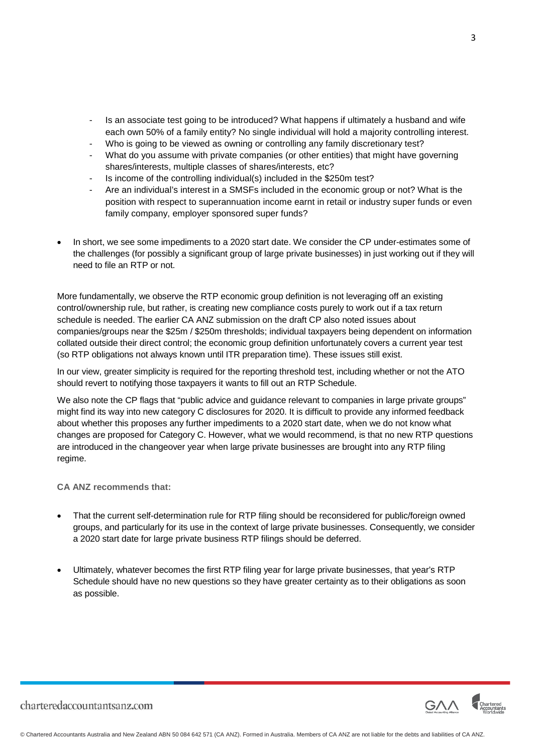- Is an associate test going to be introduced? What happens if ultimately a husband and wife each own 50% of a family entity? No single individual will hold a majority controlling interest.
  - Who is going to be viewed as owning or controlling any family discretionary test?
  - What do you assume with private companies (or other entities) that might have governing shares/interests, multiple classes of shares/interests, etc?
  - Is income of the controlling individual(s) included in the $250m test?
  - Are an individual's interest in a SMSFs included in the economic group or not? What is the position with respect to superannuation income earnt in retail or industry super funds or even family company, employer sponsored super funds?

- In short, we see some impediments to a 2020 start date. We consider the CP under-estimates some of the challenges (for possibly a significant group of large private businesses) in just working out if they will need to file an RTP or not.

More fundamentally, we observe the RTP economic group definition is not leveraging off an existing control/ownership rule, but rather, is creating new compliance costs purely to work out if a tax return schedule is needed. The earlier CA ANZ submission on the draft CP also noted issues about companies/groups near the $25m / $250m thresholds; individual taxpayers being dependent on information collated outside their direct control; the economic group definition unfortunately covers a current year test (so RTP obligations not always known until ITR preparation time). These issues still exist.

In our view, greater simplicity is required for the reporting threshold test, including whether or not the ATO should revert to notifying those taxpayers it wants to fill out an RTP Schedule.

We also note the CP flags that "public advice and guidance relevant to companies in large private groups" might find its way into new category C disclosures for 2020. It is difficult to provide any informed feedback about whether this proposes any further impediments to a 2020 start date, when we do not know what changes are proposed for Category C. However, what we would recommend, is that no new RTP questions are introduced in the changeover year when large private businesses are brought into any RTP filing regime.

**CA ANZ recommends that:**

- That the current self-determination rule for RTP filing should be reconsidered for public/foreign owned groups, and particularly for its use in the context of large private businesses. Consequently, we consider a 2020 start date for large private business RTP filings should be deferred.

- Ultimately, whatever becomes the first RTP filing year for large private businesses, that year's RTP Schedule should have no new questions so they have greater certainty as to their obligations as soon as possible.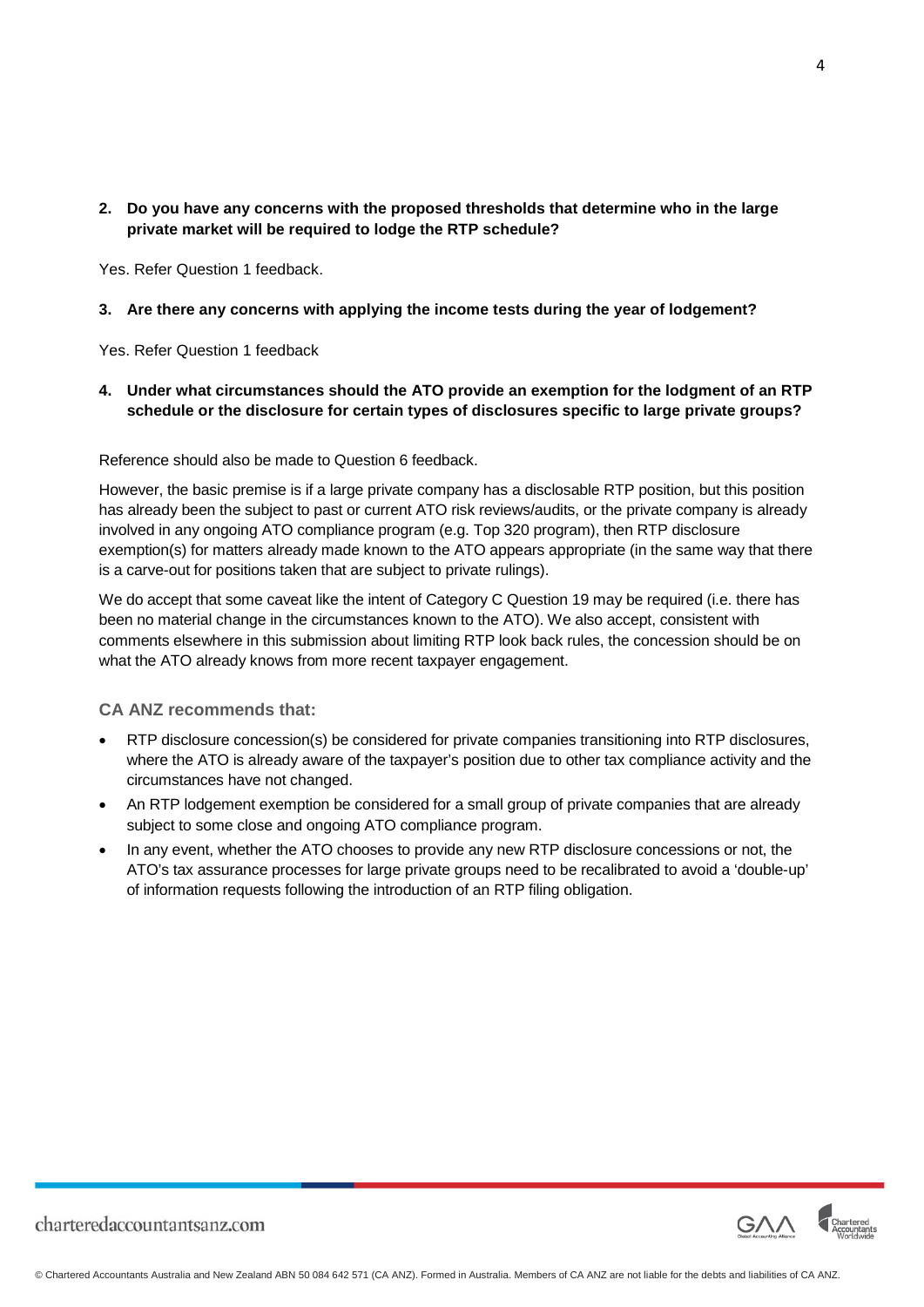**2. Do you have any concerns with the proposed thresholds that determine who in the large private market will be required to lodge the RTP schedule?**

Yes. Refer Question 1 feedback.

**3. Are there any concerns with applying the income tests during the year of lodgement?**

Yes. Refer Question 1 feedback

**4. Under what circumstances should the ATO provide an exemption for the lodgment of an RTP schedule or the disclosure for certain types of disclosures specific to large private groups?**

Reference should also be made to Question 6 feedback.

However, the basic premise is if a large private company has a disclosable RTP position, but this position has already been the subject to past or current ATO risk reviews/audits, or the private company is already involved in any ongoing ATO compliance program (e.g. Top 320 program), then RTP disclosure exemption(s) for matters already made known to the ATO appears appropriate (in the same way that there is a carve-out for positions taken that are subject to private rulings).

We do accept that some caveat like the intent of Category C Question 19 may be required (i.e. there has been no material change in the circumstances known to the ATO). We also accept, consistent with comments elsewhere in this submission about limiting RTP look back rules, the concession should be on what the ATO already knows from more recent taxpayer engagement.

**CA ANZ recommends that:**

- RTP disclosure concession(s) be considered for private companies transitioning into RTP disclosures, where the ATO is already aware of the taxpayer's position due to other tax compliance activity and the circumstances have not changed.
- An RTP lodgement exemption be considered for a small group of private companies that are already subject to some close and ongoing ATO compliance program.
- In any event, whether the ATO chooses to provide any new RTP disclosure concessions or not, the ATO's tax assurance processes for large private groups need to be recalibrated to avoid a 'double-up' of information requests following the introduction of an RTP filing obligation.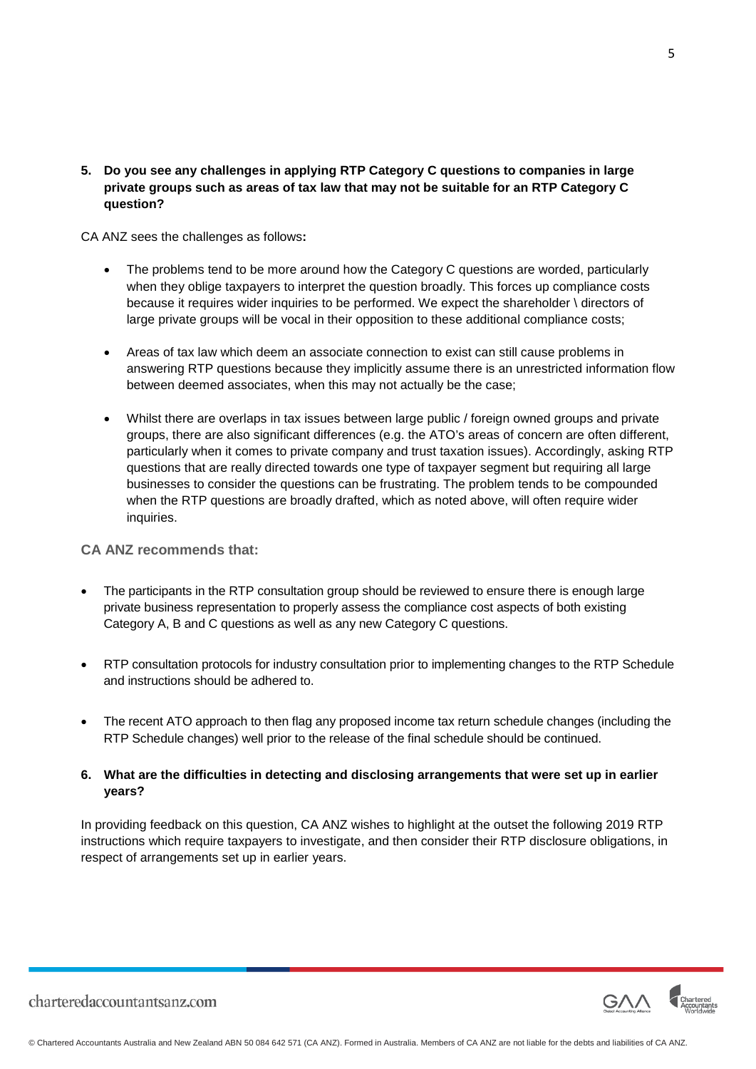**5. Do you see any challenges in applying RTP Category C questions to companies in large private groups such as areas of tax law that may not be suitable for an RTP Category C question?**

CA ANZ sees the challenges as follows**:**

- The problems tend to be more around how the Category C questions are worded, particularly when they oblige taxpayers to interpret the question broadly. This forces up compliance costs because it requires wider inquiries to be performed. We expect the shareholder \ directors of large private groups will be vocal in their opposition to these additional compliance costs;
- Areas of tax law which deem an associate connection to exist can still cause problems in answering RTP questions because they implicitly assume there is an unrestricted information flow between deemed associates, when this may not actually be the case;
- Whilst there are overlaps in tax issues between large public / foreign owned groups and private groups, there are also significant differences (e.g. the ATO's areas of concern are often different, particularly when it comes to private company and trust taxation issues). Accordingly, asking RTP questions that are really directed towards one type of taxpayer segment but requiring all large businesses to consider the questions can be frustrating. The problem tends to be compounded when the RTP questions are broadly drafted, which as noted above, will often require wider inquiries.

**CA ANZ recommends that:**

- The participants in the RTP consultation group should be reviewed to ensure there is enough large private business representation to properly assess the compliance cost aspects of both existing Category A, B and C questions as well as any new Category C questions.
- RTP consultation protocols for industry consultation prior to implementing changes to the RTP Schedule and instructions should be adhered to.
- The recent ATO approach to then flag any proposed income tax return schedule changes (including the RTP Schedule changes) well prior to the release of the final schedule should be continued.

**6. What are the difficulties in detecting and disclosing arrangements that were set up in earlier years?**

In providing feedback on this question, CA ANZ wishes to highlight at the outset the following 2019 RTP instructions which require taxpayers to investigate, and then consider their RTP disclosure obligations, in respect of arrangements set up in earlier years.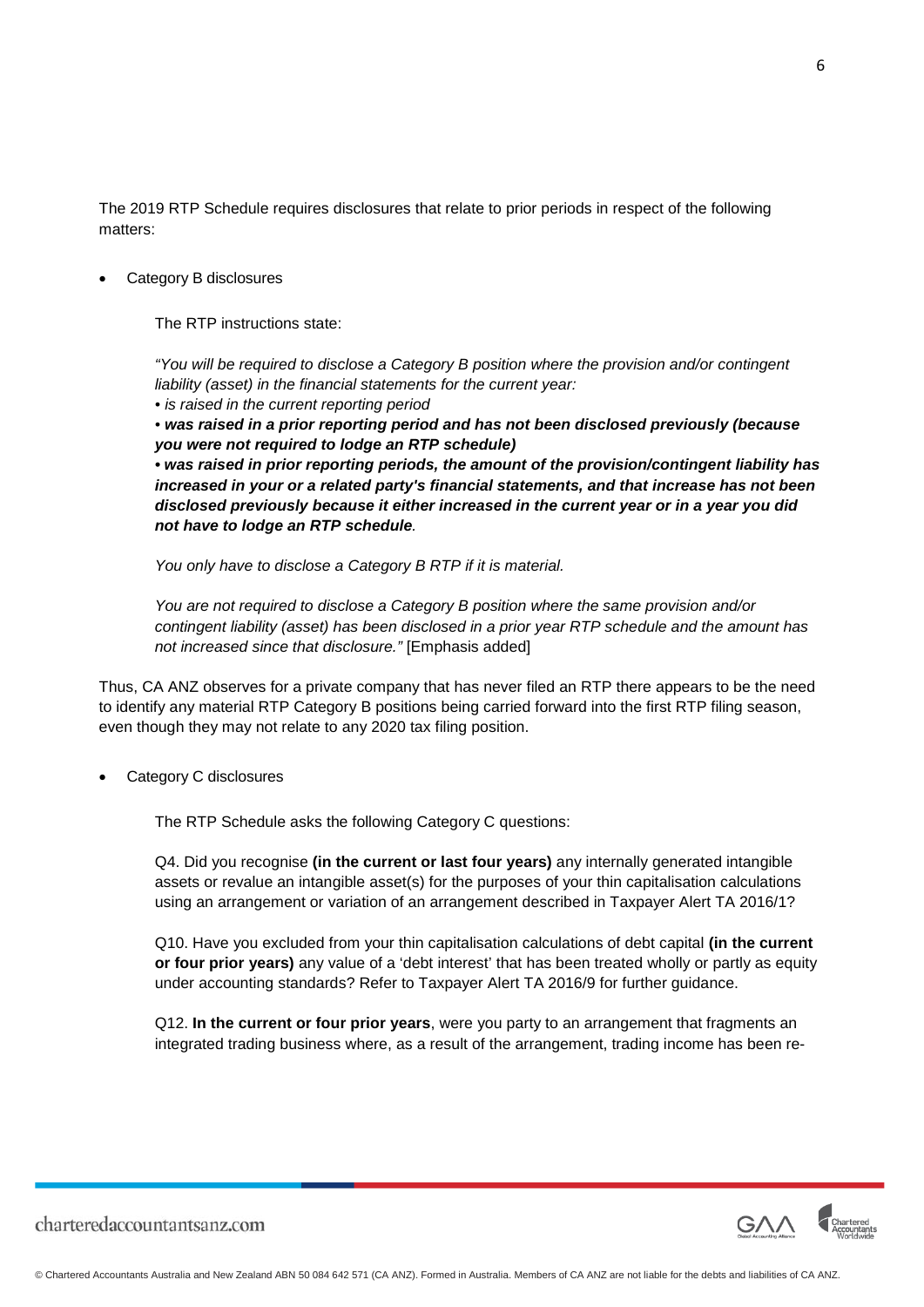The 2019 RTP Schedule requires disclosures that relate to prior periods in respect of the following matters:

- Category B disclosures

  The RTP instructions state:

  *"You will be required to disclose a Category B position where the provision and/or contingent liability (asset) in the financial statements for the current year:*
  *• is raised in the current reporting period*
  ***• was raised in a prior reporting period and has not been disclosed previously (because you were not required to lodge an RTP schedule)***
  ***• was raised in prior reporting periods, the amount of the provision/contingent liability has increased in your or a related party's financial statements, and that increase has not been disclosed previously because it either increased in the current year or in a year you did not have to lodge an RTP schedule.***

  *You only have to disclose a Category B RTP if it is material.*

  *You are not required to disclose a Category B position where the same provision and/or contingent liability (asset) has been disclosed in a prior year RTP schedule and the amount has not increased since that disclosure."* [Emphasis added]

Thus, CA ANZ observes for a private company that has never filed an RTP there appears to be the need to identify any material RTP Category B positions being carried forward into the first RTP filing season, even though they may not relate to any 2020 tax filing position.

- Category C disclosures

  The RTP Schedule asks the following Category C questions:

  Q4. Did you recognise **(in the current or last four years)** any internally generated intangible assets or revalue an intangible asset(s) for the purposes of your thin capitalisation calculations using an arrangement or variation of an arrangement described in Taxpayer Alert TA 2016/1?

  Q10. Have you excluded from your thin capitalisation calculations of debt capital **(in the current or four prior years)** any value of a 'debt interest' that has been treated wholly or partly as equity under accounting standards? Refer to Taxpayer Alert TA 2016/9 for further guidance.

  Q12. **In the current or four prior years**, were you party to an arrangement that fragments an integrated trading business where, as a result of the arrangement, trading income has been re-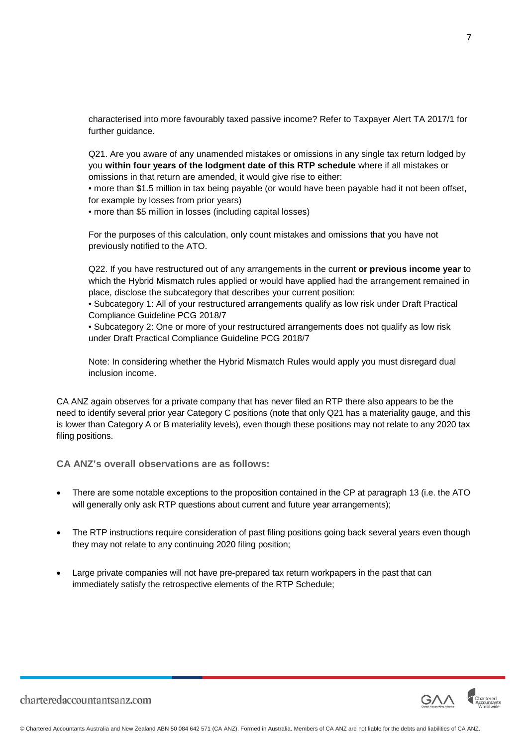characterised into more favourably taxed passive income? Refer to Taxpayer Alert TA 2017/1 for further guidance.

Q21. Are you aware of any unamended mistakes or omissions in any single tax return lodged by you **within four years of the lodgment date of this RTP schedule** where if all mistakes or omissions in that return are amended, it would give rise to either:

• more than $1.5 million in tax being payable (or would have been payable had it not been offset, for example by losses from prior years)

• more than $5 million in losses (including capital losses)

For the purposes of this calculation, only count mistakes and omissions that you have not previously notified to the ATO.

Q22. If you have restructured out of any arrangements in the current **or previous income year** to which the Hybrid Mismatch rules applied or would have applied had the arrangement remained in place, disclose the subcategory that describes your current position:

• Subcategory 1: All of your restructured arrangements qualify as low risk under Draft Practical Compliance Guideline PCG 2018/7

• Subcategory 2: One or more of your restructured arrangements does not qualify as low risk under Draft Practical Compliance Guideline PCG 2018/7

Note: In considering whether the Hybrid Mismatch Rules would apply you must disregard dual inclusion income.

CA ANZ again observes for a private company that has never filed an RTP there also appears to be the need to identify several prior year Category C positions (note that only Q21 has a materiality gauge, and this is lower than Category A or B materiality levels), even though these positions may not relate to any 2020 tax filing positions.

### CA ANZ's overall observations are as follows:

- There are some notable exceptions to the proposition contained in the CP at paragraph 13 (i.e. the ATO will generally only ask RTP questions about current and future year arrangements);
- The RTP instructions require consideration of past filing positions going back several years even though they may not relate to any continuing 2020 filing position;
- Large private companies will not have pre-prepared tax return workpapers in the past that can immediately satisfy the retrospective elements of the RTP Schedule;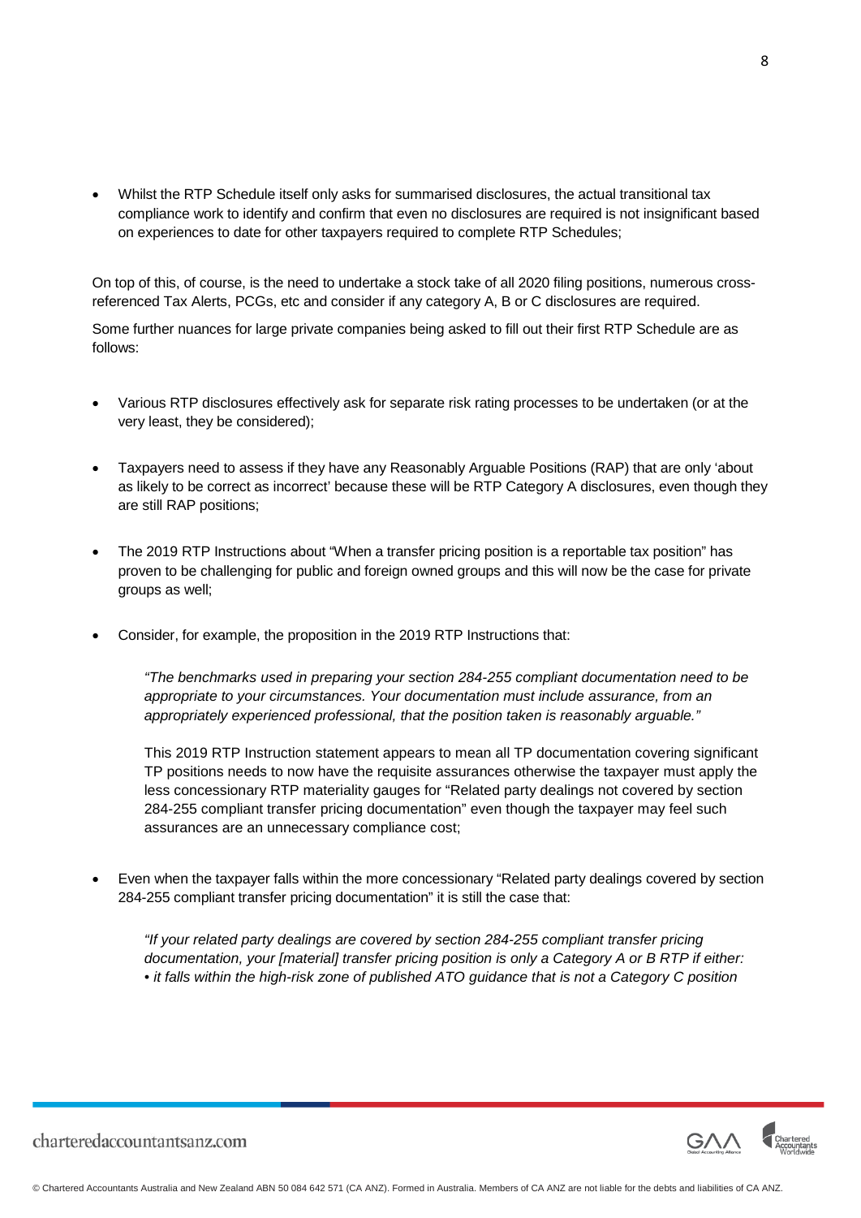- Whilst the RTP Schedule itself only asks for summarised disclosures, the actual transitional tax compliance work to identify and confirm that even no disclosures are required is not insignificant based on experiences to date for other taxpayers required to complete RTP Schedules;

On top of this, of course, is the need to undertake a stock take of all 2020 filing positions, numerous cross-referenced Tax Alerts, PCGs, etc and consider if any category A, B or C disclosures are required.

Some further nuances for large private companies being asked to fill out their first RTP Schedule are as follows:

- Various RTP disclosures effectively ask for separate risk rating processes to be undertaken (or at the very least, they be considered);

- Taxpayers need to assess if they have any Reasonably Arguable Positions (RAP) that are only 'about as likely to be correct as incorrect' because these will be RTP Category A disclosures, even though they are still RAP positions;

- The 2019 RTP Instructions about "When a transfer pricing position is a reportable tax position" has proven to be challenging for public and foreign owned groups and this will now be the case for private groups as well;

- Consider, for example, the proposition in the 2019 RTP Instructions that:

  *"The benchmarks used in preparing your section 284-255 compliant documentation need to be appropriate to your circumstances. Your documentation must include assurance, from an appropriately experienced professional, that the position taken is reasonably arguable."*

  This 2019 RTP Instruction statement appears to mean all TP documentation covering significant TP positions needs to now have the requisite assurances otherwise the taxpayer must apply the less concessionary RTP materiality gauges for "Related party dealings not covered by section 284-255 compliant transfer pricing documentation" even though the taxpayer may feel such assurances are an unnecessary compliance cost;

- Even when the taxpayer falls within the more concessionary "Related party dealings covered by section 284-255 compliant transfer pricing documentation" it is still the case that:

  *"If your related party dealings are covered by section 284-255 compliant transfer pricing documentation, your [material] transfer pricing position is only a Category A or B RTP if either:*
  *• it falls within the high-risk zone of published ATO guidance that is not a Category C position*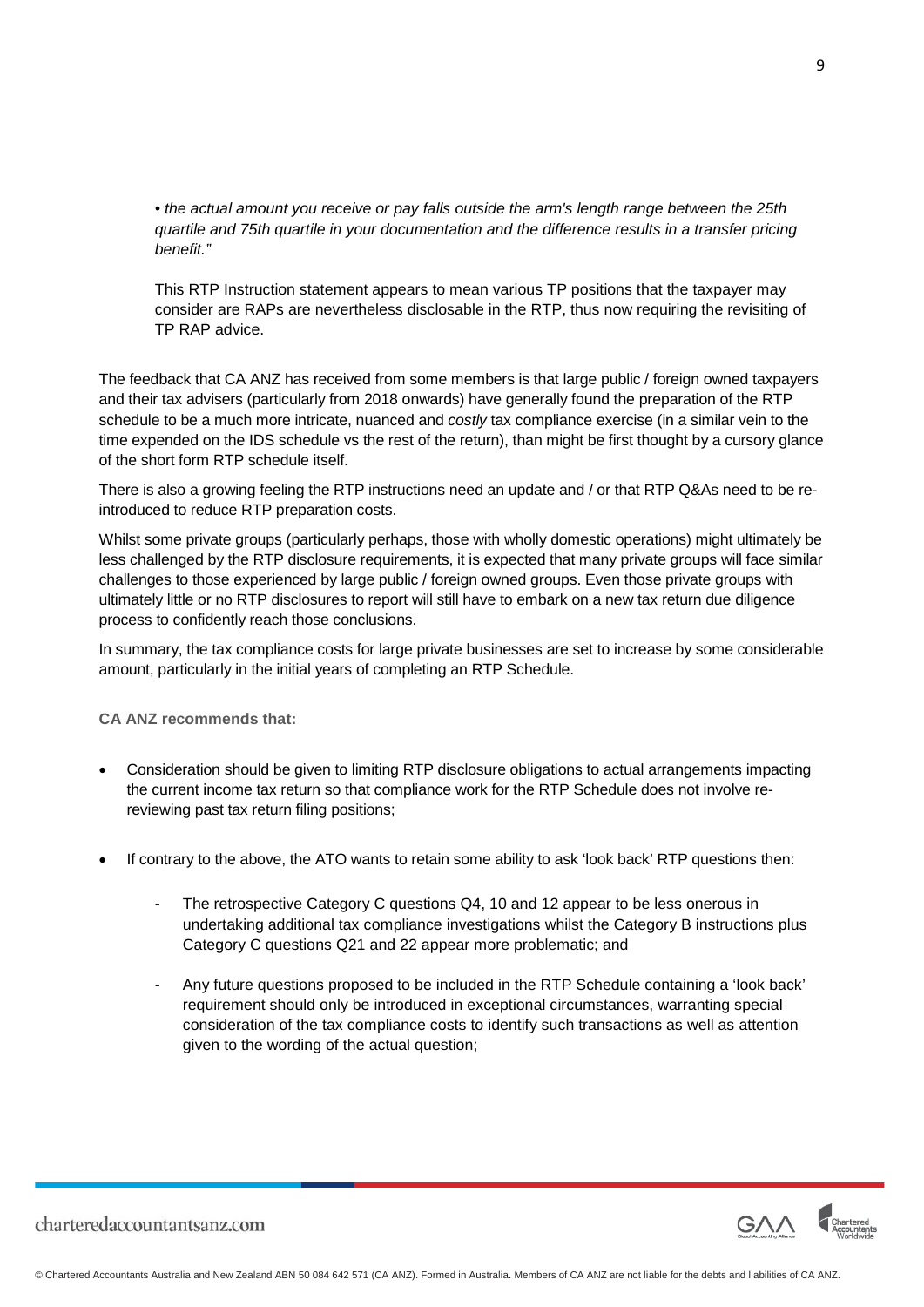> • *the actual amount you receive or pay falls outside the arm's length range between the 25th quartile and 75th quartile in your documentation and the difference results in a transfer pricing benefit."*
>
> This RTP Instruction statement appears to mean various TP positions that the taxpayer may consider are RAPs are nevertheless disclosable in the RTP, thus now requiring the revisiting of TP RAP advice.

The feedback that CA ANZ has received from some members is that large public / foreign owned taxpayers and their tax advisers (particularly from 2018 onwards) have generally found the preparation of the RTP schedule to be a much more intricate, nuanced and *costly* tax compliance exercise (in a similar vein to the time expended on the IDS schedule vs the rest of the return), than might be first thought by a cursory glance of the short form RTP schedule itself.

There is also a growing feeling the RTP instructions need an update and / or that RTP Q&As need to be re-introduced to reduce RTP preparation costs.

Whilst some private groups (particularly perhaps, those with wholly domestic operations) might ultimately be less challenged by the RTP disclosure requirements, it is expected that many private groups will face similar challenges to those experienced by large public / foreign owned groups. Even those private groups with ultimately little or no RTP disclosures to report will still have to embark on a new tax return due diligence process to confidently reach those conclusions.

In summary, the tax compliance costs for large private businesses are set to increase by some considerable amount, particularly in the initial years of completing an RTP Schedule.

**CA ANZ recommends that:**

- Consideration should be given to limiting RTP disclosure obligations to actual arrangements impacting the current income tax return so that compliance work for the RTP Schedule does not involve re-reviewing past tax return filing positions;
- If contrary to the above, the ATO wants to retain some ability to ask 'look back' RTP questions then:
  - The retrospective Category C questions Q4, 10 and 12 appear to be less onerous in undertaking additional tax compliance investigations whilst the Category B instructions plus Category C questions Q21 and 22 appear more problematic; and
  - Any future questions proposed to be included in the RTP Schedule containing a 'look back' requirement should only be introduced in exceptional circumstances, warranting special consideration of the tax compliance costs to identify such transactions as well as attention given to the wording of the actual question;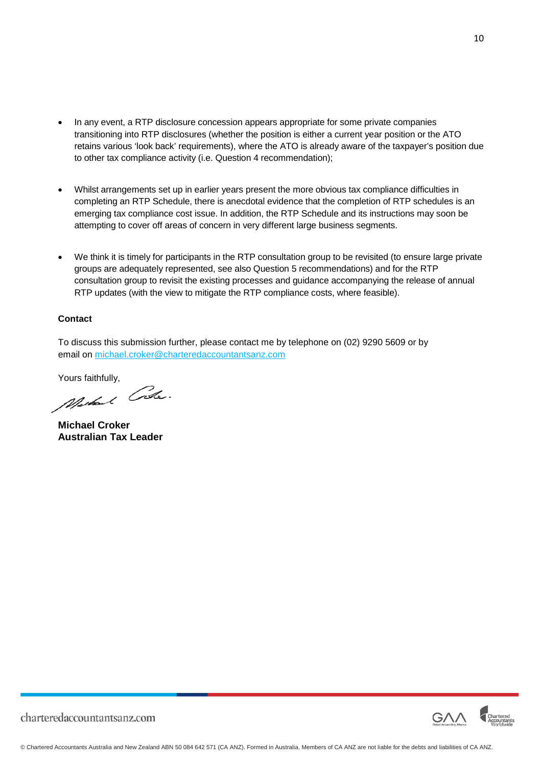- In any event, a RTP disclosure concession appears appropriate for some private companies transitioning into RTP disclosures (whether the position is either a current year position or the ATO retains various 'look back' requirements), where the ATO is already aware of the taxpayer's position due to other tax compliance activity (i.e. Question 4 recommendation);

- Whilst arrangements set up in earlier years present the more obvious tax compliance difficulties in completing an RTP Schedule, there is anecdotal evidence that the completion of RTP schedules is an emerging tax compliance cost issue. In addition, the RTP Schedule and its instructions may soon be attempting to cover off areas of concern in very different large business segments.

- We think it is timely for participants in the RTP consultation group to be revisited (to ensure large private groups are adequately represented, see also Question 5 recommendations) and for the RTP consultation group to revisit the existing processes and guidance accompanying the release of annual RTP updates (with the view to mitigate the RTP compliance costs, where feasible).

**Contact**

To discuss this submission further, please contact me by telephone on (02) 9290 5609 or by email on michael.croker@charteredaccountantsanz.com

Yours faithfully,

**Michael Croker**
**Australian Tax Leader**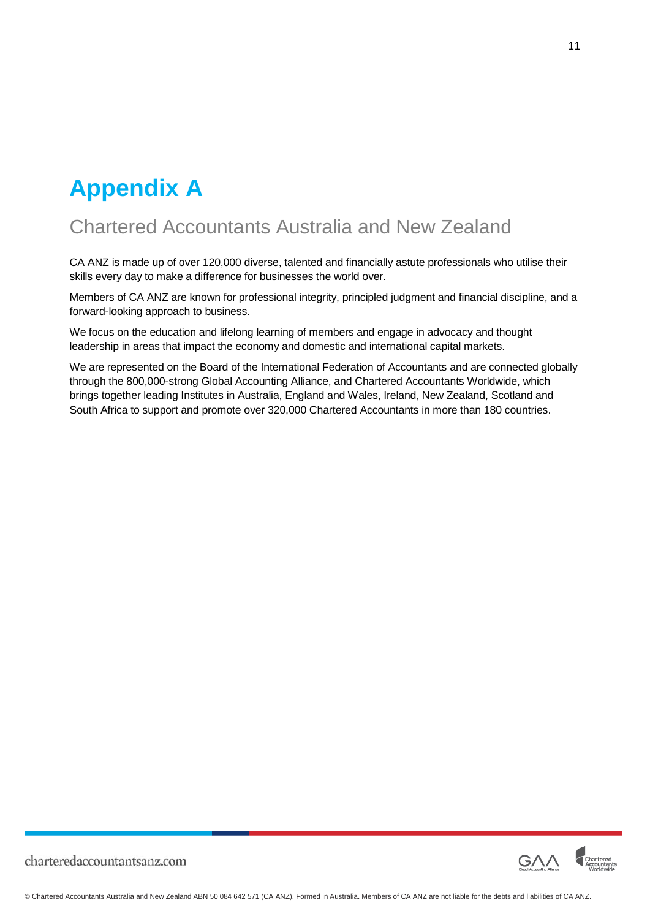# Appendix A

## Chartered Accountants Australia and New Zealand

CA ANZ is made up of over 120,000 diverse, talented and financially astute professionals who utilise their skills every day to make a difference for businesses the world over.

Members of CA ANZ are known for professional integrity, principled judgment and financial discipline, and a forward-looking approach to business.

We focus on the education and lifelong learning of members and engage in advocacy and thought leadership in areas that impact the economy and domestic and international capital markets.

We are represented on the Board of the International Federation of Accountants and are connected globally through the 800,000-strong Global Accounting Alliance, and Chartered Accountants Worldwide, which brings together leading Institutes in Australia, England and Wales, Ireland, New Zealand, Scotland and South Africa to support and promote over 320,000 Chartered Accountants in more than 180 countries.